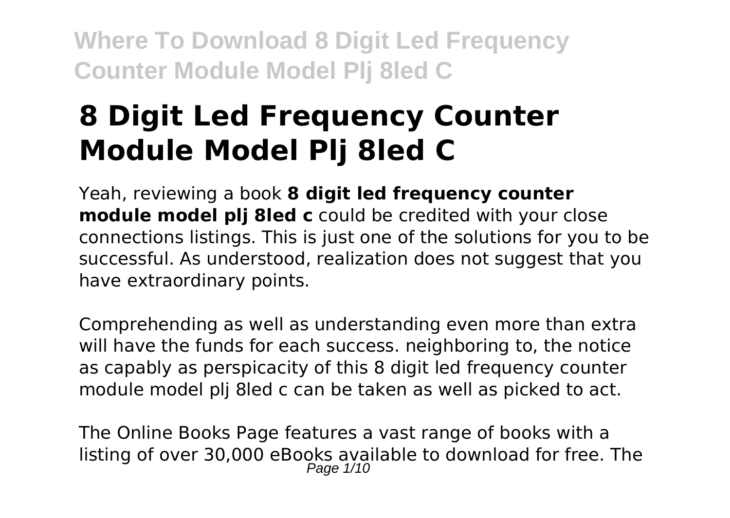# 8 Digit Led Frequency Counter Module Model Plj 8led C

Yeah, reviewing a book **8 digit led frequency counter module model plj 8led c** could be credited with your close connections listings. This is just one of the solutions for you to be successful. As understood, realization does not suggest that you have extraordinary points.

Comprehending as well as understanding even more than extra will have the funds for each success. neighboring to, the notice as capably as perspicacity of this 8 digit led frequency counter module model plj 8led c can be taken as well as picked to act.

The Online Books Page features a vast range of books with a listing of over 30,000 eBooks available to download for free. The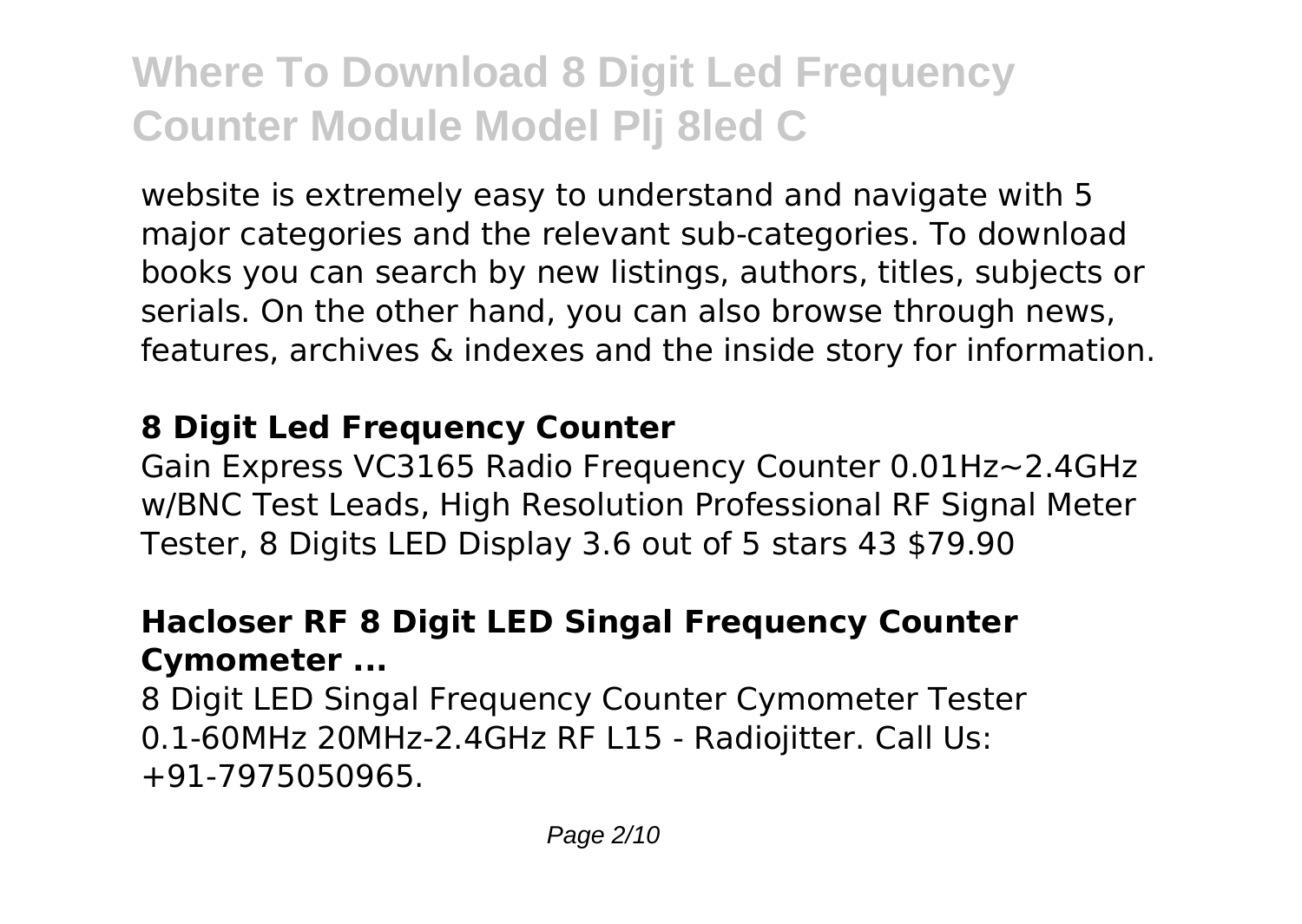website is extremely easy to understand and navigate with 5 major categories and the relevant sub-categories. To download books you can search by new listings, authors, titles, subjects or serials. On the other hand, you can also browse through news, features, archives & indexes and the inside story for information.

### 8 Digit Led Frequency Counter

Gain Express VC3165 Radio Frequency Counter 0.01Hz~2.4GHz w/BNC Test Leads, High Resolution Professional RF Signal Meter Tester, 8 Digits LED Display 3.6 out of 5 stars 43 $79.90

### Hacloser RF 8 Digit LED Singal Frequency Counter Cymometer ...

8 Digit LED Singal Frequency Counter Cymometer Tester 0.1-60MHz 20MHz-2.4GHz RF L15 - Radiojitter. Call Us: +91-7975050965.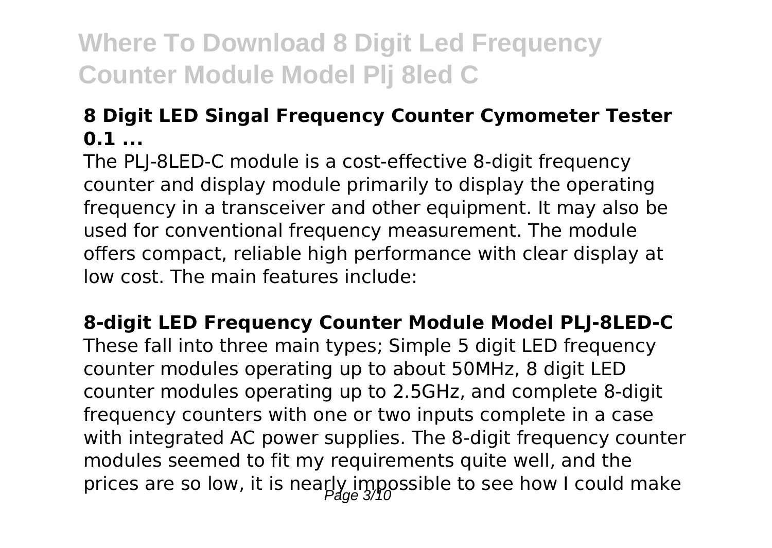### 8 Digit LED Singal Frequency Counter Cymometer Tester 0.1 ...

The PLJ-8LED-C module is a cost-effective 8-digit frequency counter and display module primarily to display the operating frequency in a transceiver and other equipment. It may also be used for conventional frequency measurement. The module offers compact, reliable high performance with clear display at low cost. The main features include:

### 8-digit LED Frequency Counter Module Model PLJ-8LED-C

These fall into three main types; Simple 5 digit LED frequency counter modules operating up to about 50MHz, 8 digit LED counter modules operating up to 2.5GHz, and complete 8-digit frequency counters with one or two inputs complete in a case with integrated AC power supplies. The 8-digit frequency counter modules seemed to fit my requirements quite well, and the prices are so low, it is nearly impossible to see how I could make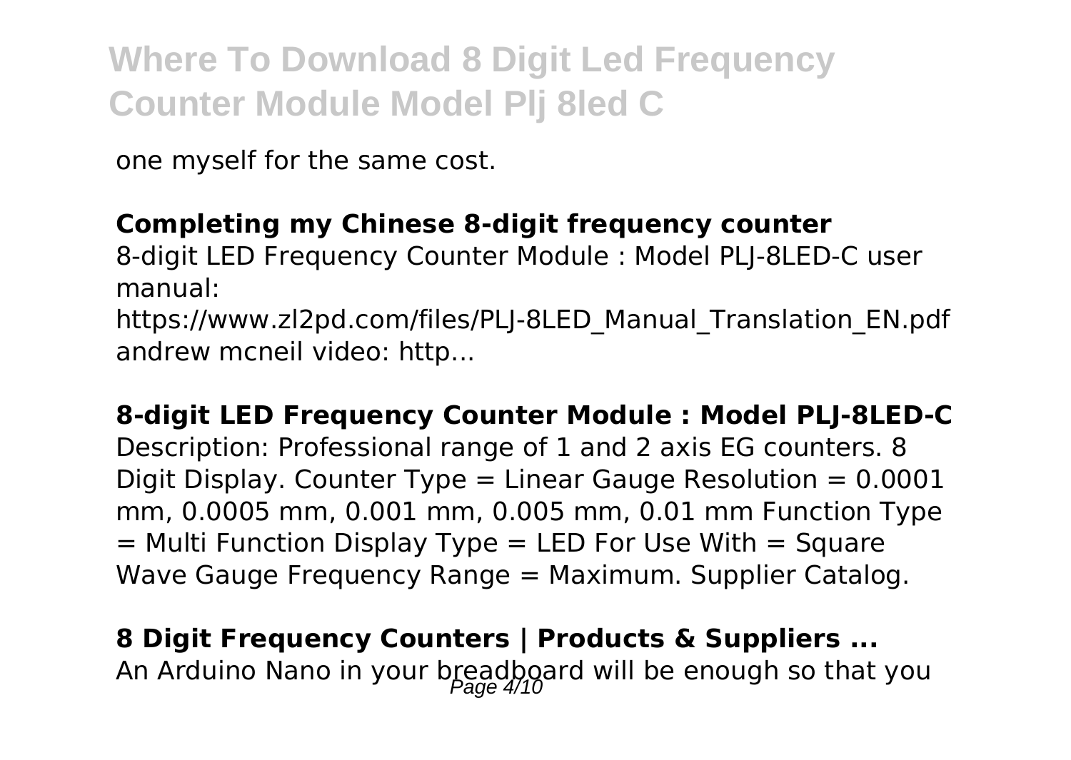one myself for the same cost.

**Completing my Chinese 8-digit frequency counter**

8-digit LED Frequency Counter Module : Model PLJ-8LED-C user manual:
https://www.zl2pd.com/files/PLJ-8LED_Manual_Translation_EN.pdf andrew mcneil video: http...

**8-digit LED Frequency Counter Module : Model PLJ-8LED-C**

Description: Professional range of 1 and 2 axis EG counters. 8 Digit Display. Counter Type = Linear Gauge Resolution = 0.0001 mm, 0.0005 mm, 0.001 mm, 0.005 mm, 0.01 mm Function Type = Multi Function Display Type = LED For Use With = Square Wave Gauge Frequency Range = Maximum. Supplier Catalog.

**8 Digit Frequency Counters | Products & Suppliers ...**

An Arduino Nano in your breadboard will be enough so that you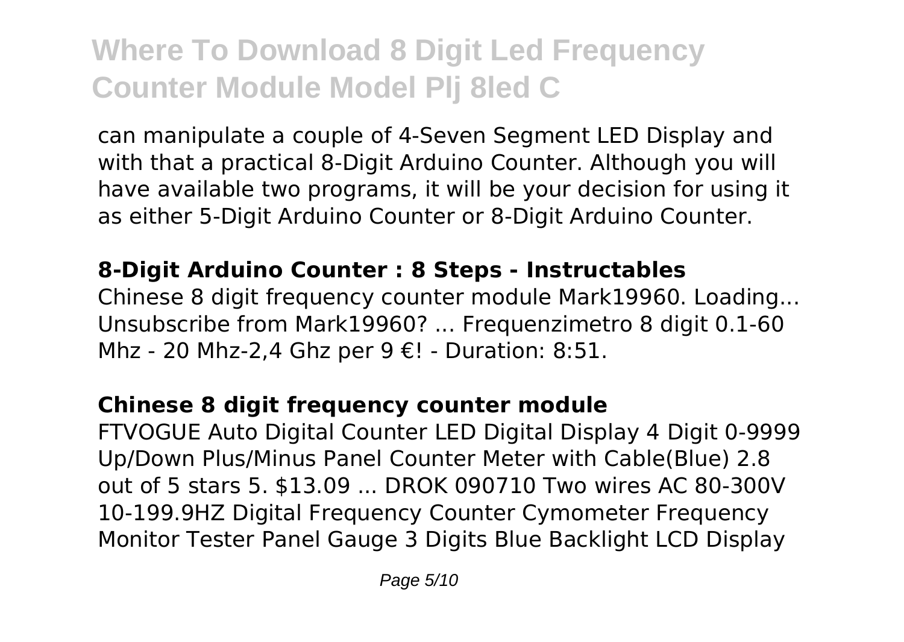can manipulate a couple of 4-Seven Segment LED Display and with that a practical 8-Digit Arduino Counter. Although you will have available two programs, it will be your decision for using it as either 5-Digit Arduino Counter or 8-Digit Arduino Counter.

### 8-Digit Arduino Counter : 8 Steps - Instructables

Chinese 8 digit frequency counter module Mark19960. Loading... Unsubscribe from Mark19960? ... Frequenzimetro 8 digit 0.1-60 Mhz - 20 Mhz-2,4 Ghz per 9 €! - Duration: 8:51.

### Chinese 8 digit frequency counter module

FTVOGUE Auto Digital Counter LED Digital Display 4 Digit 0-9999 Up/Down Plus/Minus Panel Counter Meter with Cable(Blue) 2.8 out of 5 stars 5. $13.09 ... DROK 090710 Two wires AC 80-300V 10-199.9HZ Digital Frequency Counter Cymometer Frequency Monitor Tester Panel Gauge 3 Digits Blue Backlight LCD Display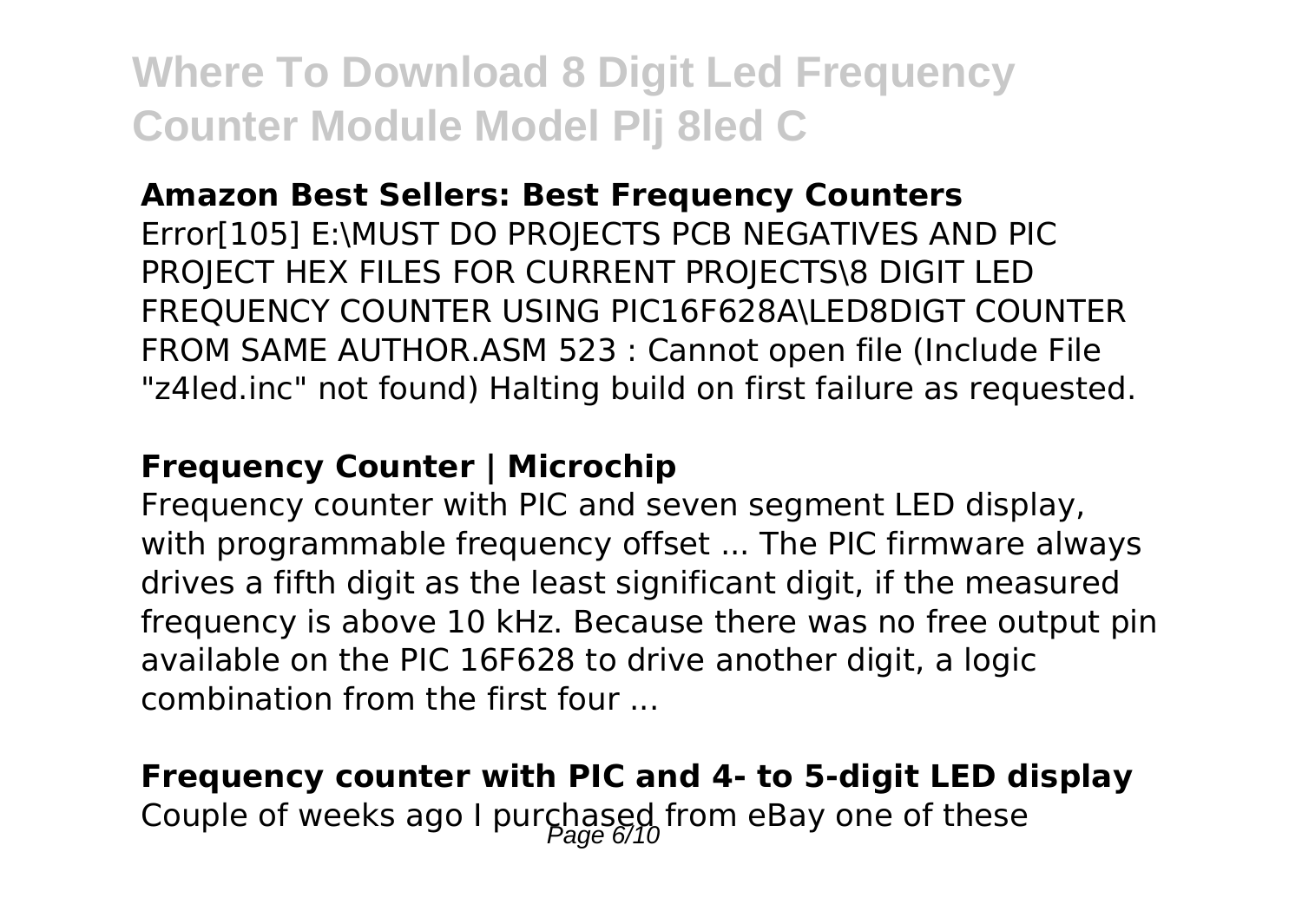**Amazon Best Sellers: Best Frequency Counters**

Error[105] E:\MUST DO PROJECTS PCB NEGATIVES AND PIC PROJECT HEX FILES FOR CURRENT PROJECTS\8 DIGIT LED FREQUENCY COUNTER USING PIC16F628A\LED8DIGT COUNTER FROM SAME AUTHOR.ASM 523 : Cannot open file (Include File "z4led.inc" not found) Halting build on first failure as requested.

**Frequency Counter | Microchip**

Frequency counter with PIC and seven segment LED display, with programmable frequency offset ... The PIC firmware always drives a fifth digit as the least significant digit, if the measured frequency is above 10 kHz. Because there was no free output pin available on the PIC 16F628 to drive another digit, a logic combination from the first four ...

**Frequency counter with PIC and 4- to 5-digit LED display**

Couple of weeks ago I purchased from eBay one of these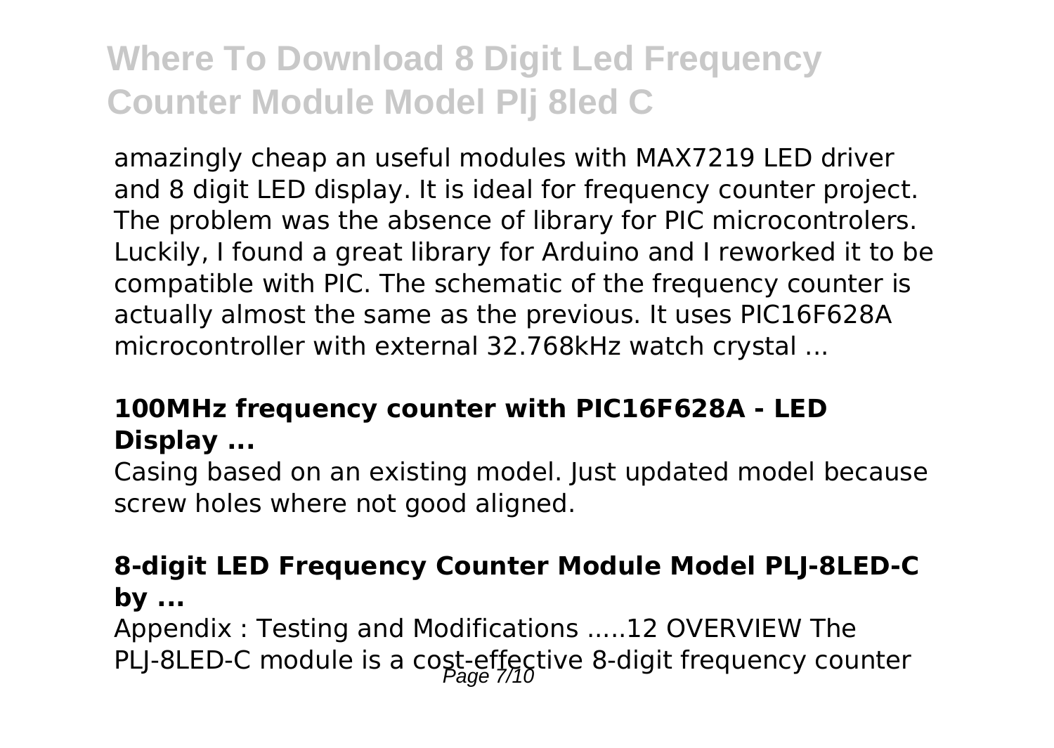amazingly cheap an useful modules with MAX7219 LED driver and 8 digit LED display. It is ideal for frequency counter project. The problem was the absence of library for PIC microcontrolers. Luckily, I found a great library for Arduino and I reworked it to be compatible with PIC. The schematic of the frequency counter is actually almost the same as the previous. It uses PIC16F628A microcontroller with external 32.768kHz watch crystal ...

### **100MHz frequency counter with PIC16F628A - LED Display ...**

Casing based on an existing model. Just updated model because screw holes where not good aligned.

### **8-digit LED Frequency Counter Module Model PLJ-8LED-C by ...**

Appendix : Testing and Modifications .....12 OVERVIEW The PLJ-8LED-C module is a cost-effective 8-digit frequency counter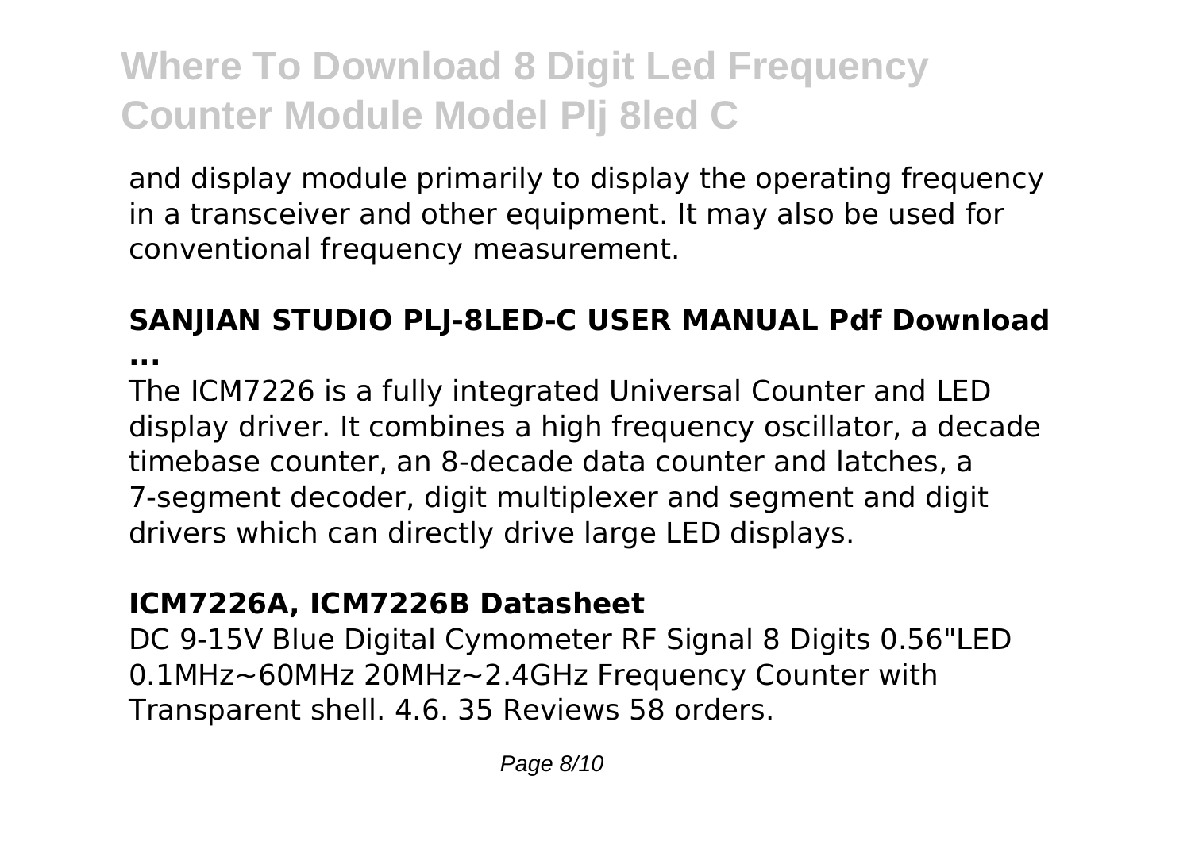and display module primarily to display the operating frequency in a transceiver and other equipment. It may also be used for conventional frequency measurement.

**SANJIAN STUDIO PLJ-8LED-C USER MANUAL Pdf Download ...**

The ICM7226 is a fully integrated Universal Counter and LED display driver. It combines a high frequency oscillator, a decade timebase counter, an 8-decade data counter and latches, a 7-segment decoder, digit multiplexer and segment and digit drivers which can directly drive large LED displays.

**ICM7226A, ICM7226B Datasheet**

DC 9-15V Blue Digital Cymometer RF Signal 8 Digits 0.56"LED 0.1MHz~60MHz 20MHz~2.4GHz Frequency Counter with Transparent shell. 4.6. 35 Reviews 58 orders.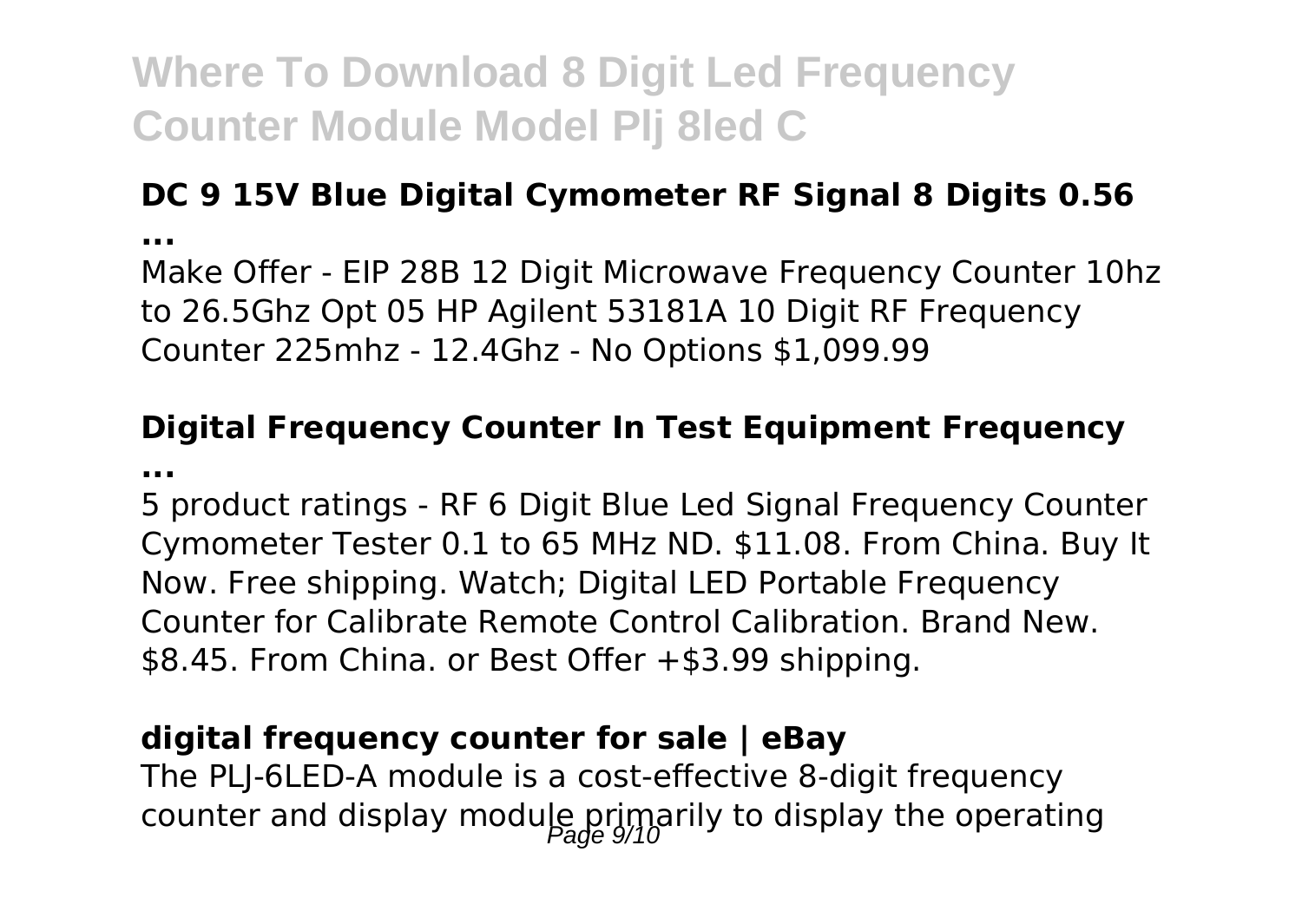### DC 9 15V Blue Digital Cymometer RF Signal 8 Digits 0.56

**...**

Make Offer - EIP 28B 12 Digit Microwave Frequency Counter 10hz to 26.5Ghz Opt 05 HP Agilent 53181A 10 Digit RF Frequency Counter 225mhz - 12.4Ghz - No Options $1,099.99

### Digital Frequency Counter In Test Equipment Frequency

**...**

5 product ratings - RF 6 Digit Blue Led Signal Frequency Counter Cymometer Tester 0.1 to 65 MHz ND. $11.08. From China. Buy It Now. Free shipping. Watch; Digital LED Portable Frequency Counter for Calibrate Remote Control Calibration. Brand New. $8.45. From China. or Best Offer +$3.99 shipping.

### digital frequency counter for sale | eBay

The PLJ-6LED-A module is a cost-effective 8-digit frequency counter and display module primarily to display the operating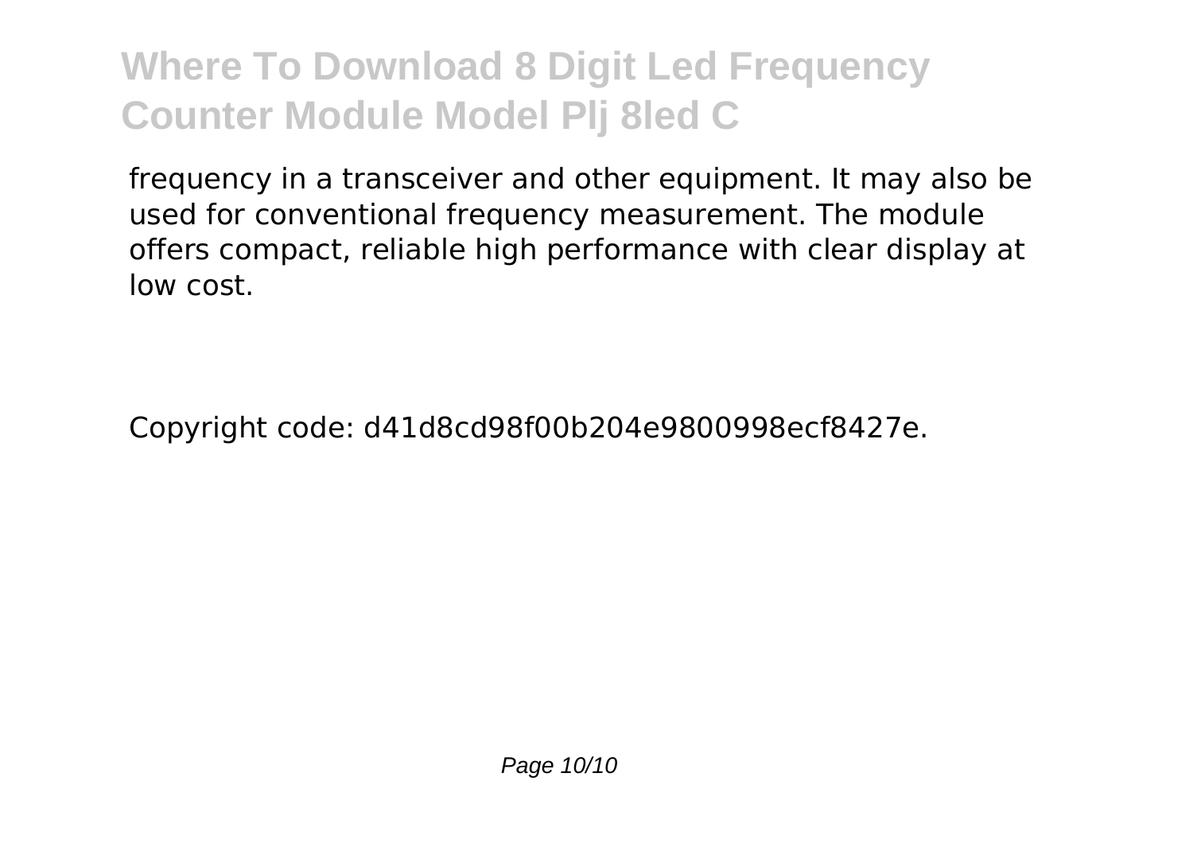frequency in a transceiver and other equipment. It may also be used for conventional frequency measurement. The module offers compact, reliable high performance with clear display at low cost.

Copyright code: d41d8cd98f00b204e9800998ecf8427e.